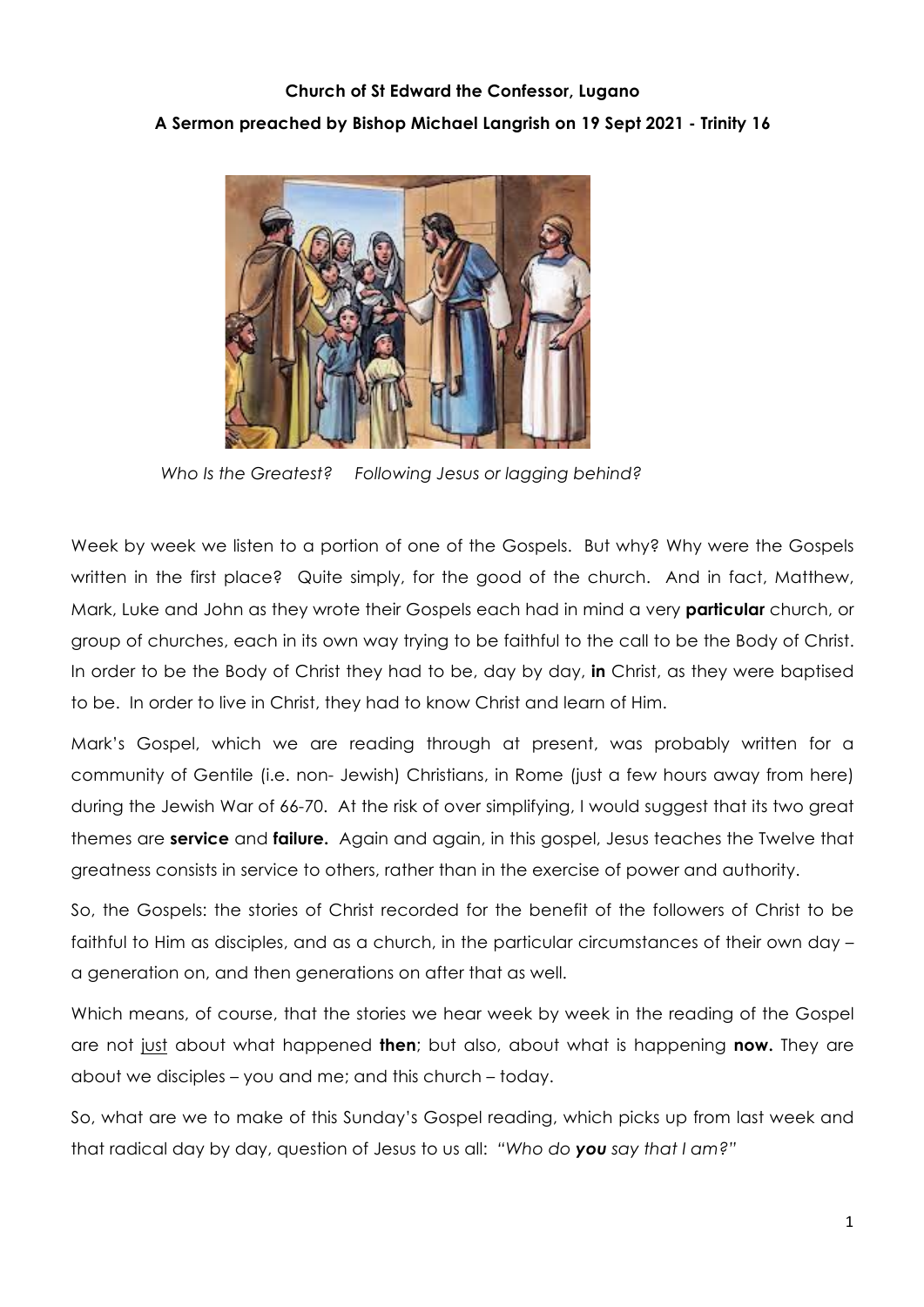**Church of St Edward the Confessor, Lugano**

**A Sermon preached by Bishop Michael Langrish on 19 Sept 2021 - Trinity 16**

*Who Is the Greatest? Following Jesus or lagging behind?*

Week by week we listen to a portion of one of the Gospels. But why? Why were the Gospels written in the first place? Quite simply, for the good of the church. And in fact, Matthew, Mark, Luke and John as they wrote their Gospels each had in mind a very **particular** church, or group of churches, each in its own way trying to be faithful to the call to be the Body of Christ. In order to be the Body of Christ they had to be, day by day, **in** Christ, as they were baptised to be. In order to live in Christ, they had to know Christ and learn of Him.

Mark's Gospel, which we are reading through at present, was probably written for a community of Gentile (i.e. non- Jewish) Christians, in Rome (just a few hours away from here) during the Jewish War of 66-70. At the risk of over simplifying, I would suggest that its two great themes are **service** and **failure.** Again and again, in this gospel, Jesus teaches the Twelve that greatness consists in service to others, rather than in the exercise of power and authority.

So, the Gospels: the stories of Christ recorded for the benefit of the followers of Christ to be faithful to Him as disciples, and as a church, in the particular circumstances of their own day – a generation on, and then generations on after that as well.

Which means, of course, that the stories we hear week by week in the reading of the Gospel are not <u>just</u> about what happened **then**; but also, about what is happening **now.** They are about we disciples – you and me; and this church – today.

So, what are we to make of this Sunday's Gospel reading, which picks up from last week and that radical day by day, question of Jesus to us all: *"Who do **you** say that I am?"*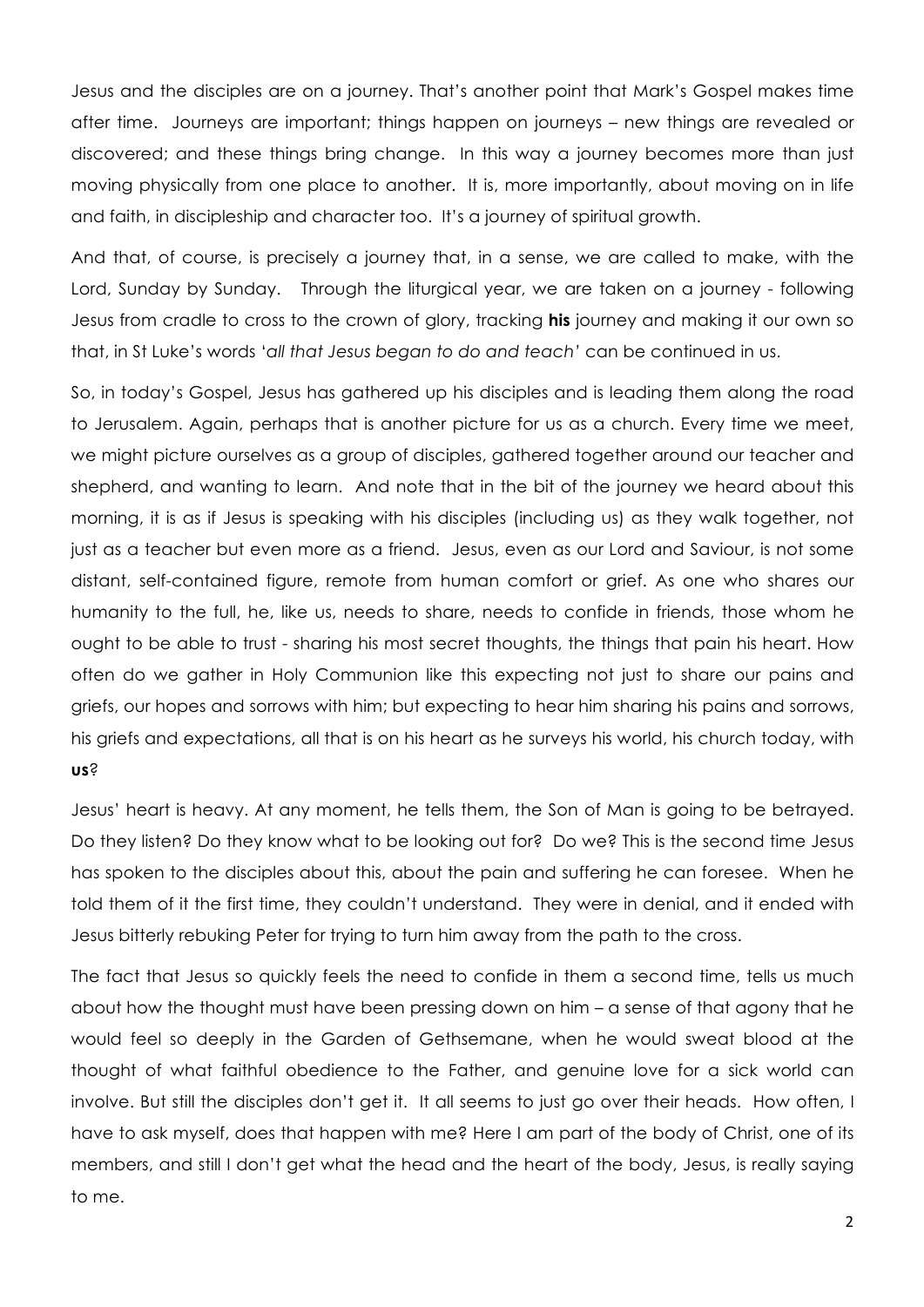Jesus and the disciples are on a journey. That's another point that Mark's Gospel makes time after time. Journeys are important; things happen on journeys – new things are revealed or discovered; and these things bring change. In this way a journey becomes more than just moving physically from one place to another. It is, more importantly, about moving on in life and faith, in discipleship and character too. It's a journey of spiritual growth.

And that, of course, is precisely a journey that, in a sense, we are called to make, with the Lord, Sunday by Sunday. Through the liturgical year, we are taken on a journey - following Jesus from cradle to cross to the crown of glory, tracking **his** journey and making it our own so that, in St Luke's words '*all that Jesus began to do and teach*' can be continued in us.

So, in today's Gospel, Jesus has gathered up his disciples and is leading them along the road to Jerusalem. Again, perhaps that is another picture for us as a church. Every time we meet, we might picture ourselves as a group of disciples, gathered together around our teacher and shepherd, and wanting to learn. And note that in the bit of the journey we heard about this morning, it is as if Jesus is speaking with his disciples (including us) as they walk together, not just as a teacher but even more as a friend. Jesus, even as our Lord and Saviour, is not some distant, self-contained figure, remote from human comfort or grief. As one who shares our humanity to the full, he, like us, needs to share, needs to confide in friends, those whom he ought to be able to trust - sharing his most secret thoughts, the things that pain his heart. How often do we gather in Holy Communion like this expecting not just to share our pains and griefs, our hopes and sorrows with him; but expecting to hear him sharing his pains and sorrows, his griefs and expectations, all that is on his heart as he surveys his world, his church today, with **us**?

Jesus' heart is heavy. At any moment, he tells them, the Son of Man is going to be betrayed. Do they listen? Do they know what to be looking out for? Do we? This is the second time Jesus has spoken to the disciples about this, about the pain and suffering he can foresee. When he told them of it the first time, they couldn't understand. They were in denial, and it ended with Jesus bitterly rebuking Peter for trying to turn him away from the path to the cross.

The fact that Jesus so quickly feels the need to confide in them a second time, tells us much about how the thought must have been pressing down on him – a sense of that agony that he would feel so deeply in the Garden of Gethsemane, when he would sweat blood at the thought of what faithful obedience to the Father, and genuine love for a sick world can involve. But still the disciples don't get it. It all seems to just go over their heads. How often, I have to ask myself, does that happen with me? Here I am part of the body of Christ, one of its members, and still I don't get what the head and the heart of the body, Jesus, is really saying to me.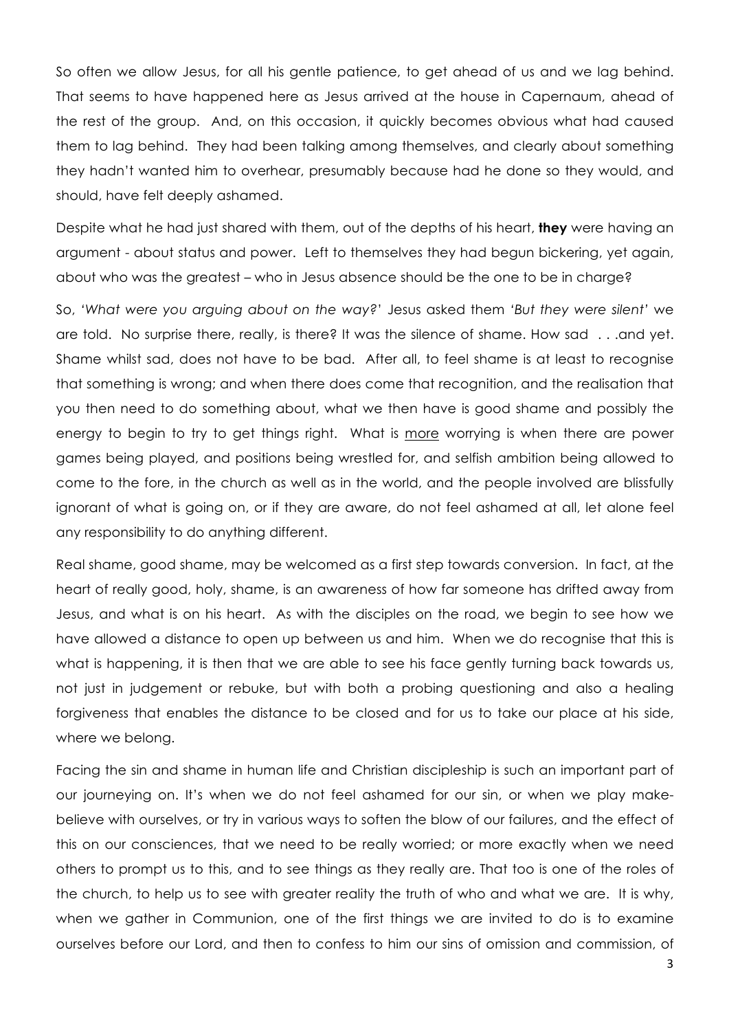So often we allow Jesus, for all his gentle patience, to get ahead of us and we lag behind. That seems to have happened here as Jesus arrived at the house in Capernaum, ahead of the rest of the group. And, on this occasion, it quickly becomes obvious what had caused them to lag behind. They had been talking among themselves, and clearly about something they hadn't wanted him to overhear, presumably because had he done so they would, and should, have felt deeply ashamed.

Despite what he had just shared with them, out of the depths of his heart, **they** were having an argument - about status and power. Left to themselves they had begun bickering, yet again, about who was the greatest – who in Jesus absence should be the one to be in charge?

So, '*What were you arguing about on the way?*' Jesus asked them '*But they were silent*' we are told. No surprise there, really, is there? It was the silence of shame. How sad . . .and yet. Shame whilst sad, does not have to be bad. After all, to feel shame is at least to recognise that something is wrong; and when there does come that recognition, and the realisation that you then need to do something about, what we then have is good shame and possibly the energy to begin to try to get things right. What is <u>more</u> worrying is when there are power games being played, and positions being wrestled for, and selfish ambition being allowed to come to the fore, in the church as well as in the world, and the people involved are blissfully ignorant of what is going on, or if they are aware, do not feel ashamed at all, let alone feel any responsibility to do anything different.

Real shame, good shame, may be welcomed as a first step towards conversion. In fact, at the heart of really good, holy, shame, is an awareness of how far someone has drifted away from Jesus, and what is on his heart. As with the disciples on the road, we begin to see how we have allowed a distance to open up between us and him. When we do recognise that this is what is happening, it is then that we are able to see his face gently turning back towards us, not just in judgement or rebuke, but with both a probing questioning and also a healing forgiveness that enables the distance to be closed and for us to take our place at his side, where we belong.

Facing the sin and shame in human life and Christian discipleship is such an important part of our journeying on. It's when we do not feel ashamed for our sin, or when we play make-believe with ourselves, or try in various ways to soften the blow of our failures, and the effect of this on our consciences, that we need to be really worried; or more exactly when we need others to prompt us to this, and to see things as they really are. That too is one of the roles of the church, to help us to see with greater reality the truth of who and what we are. It is why, when we gather in Communion, one of the first things we are invited to do is to examine ourselves before our Lord, and then to confess to him our sins of omission and commission, of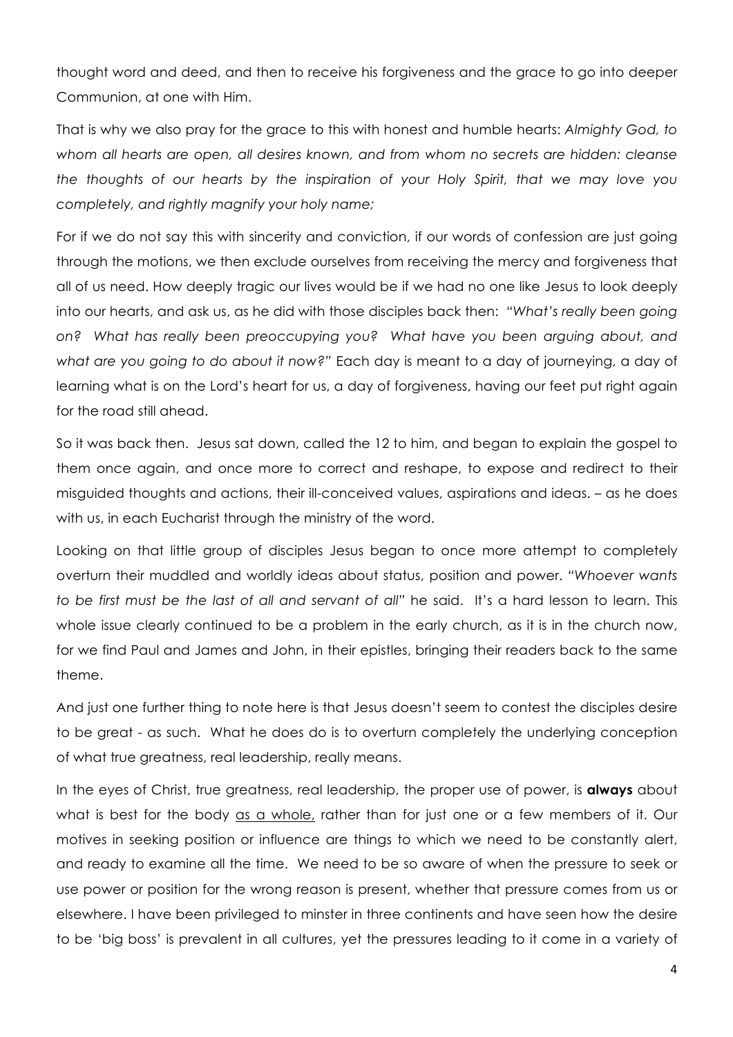thought word and deed, and then to receive his forgiveness and the grace to go into deeper Communion, at one with Him.

That is why we also pray for the grace to this with honest and humble hearts: *Almighty God, to whom all hearts are open, all desires known, and from whom no secrets are hidden: cleanse the thoughts of our hearts by the inspiration of your Holy Spirit, that we may love you completely, and rightly magnify your holy name;*

For if we do not say this with sincerity and conviction, if our words of confession are just going through the motions, we then exclude ourselves from receiving the mercy and forgiveness that all of us need. How deeply tragic our lives would be if we had no one like Jesus to look deeply into our hearts, and ask us, as he did with those disciples back then: *"What's really been going on? What has really been preoccupying you? What have you been arguing about, and what are you going to do about it now?"* Each day is meant to a day of journeying, a day of learning what is on the Lord's heart for us, a day of forgiveness, having our feet put right again for the road still ahead.

So it was back then. Jesus sat down, called the 12 to him, and began to explain the gospel to them once again, and once more to correct and reshape, to expose and redirect to their misguided thoughts and actions, their ill-conceived values, aspirations and ideas. – as he does with us, in each Eucharist through the ministry of the word.

Looking on that little group of disciples Jesus began to once more attempt to completely overturn their muddled and worldly ideas about status, position and power. *"Whoever wants to be first must be the last of all and servant of all"* he said. It's a hard lesson to learn. This whole issue clearly continued to be a problem in the early church, as it is in the church now, for we find Paul and James and John, in their epistles, bringing their readers back to the same theme.

And just one further thing to note here is that Jesus doesn't seem to contest the disciples desire to be great - as such. What he does do is to overturn completely the underlying conception of what true greatness, real leadership, really means.

In the eyes of Christ, true greatness, real leadership, the proper use of power, is **always** about what is best for the body <u>as a whole,</u> rather than for just one or a few members of it. Our motives in seeking position or influence are things to which we need to be constantly alert, and ready to examine all the time. We need to be so aware of when the pressure to seek or use power or position for the wrong reason is present, whether that pressure comes from us or elsewhere. I have been privileged to minster in three continents and have seen how the desire to be 'big boss' is prevalent in all cultures, yet the pressures leading to it come in a variety of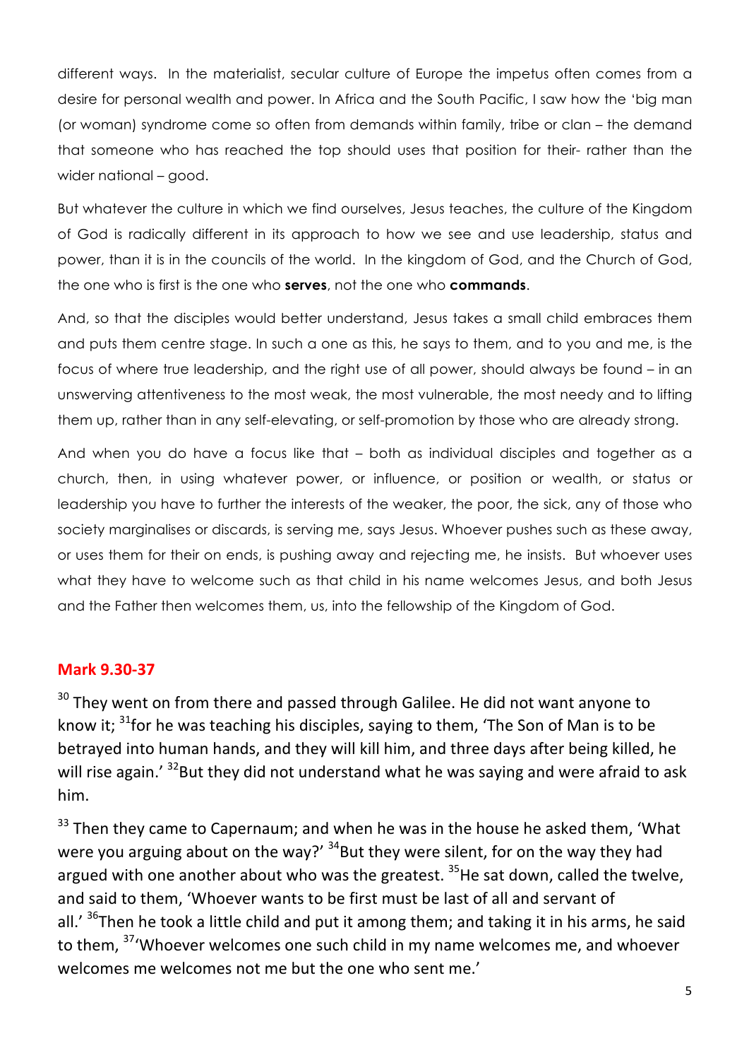different ways. In the materialist, secular culture of Europe the impetus often comes from a desire for personal wealth and power. In Africa and the South Pacific, I saw how the 'big man (or woman) syndrome come so often from demands within family, tribe or clan – the demand that someone who has reached the top should uses that position for their- rather than the wider national – good.

But whatever the culture in which we find ourselves, Jesus teaches, the culture of the Kingdom of God is radically different in its approach to how we see and use leadership, status and power, than it is in the councils of the world. In the kingdom of God, and the Church of God, the one who is first is the one who **serves**, not the one who **commands**.

And, so that the disciples would better understand, Jesus takes a small child embraces them and puts them centre stage. In such a one as this, he says to them, and to you and me, is the focus of where true leadership, and the right use of all power, should always be found – in an unswerving attentiveness to the most weak, the most vulnerable, the most needy and to lifting them up, rather than in any self-elevating, or self-promotion by those who are already strong.

And when you do have a focus like that – both as individual disciples and together as a church, then, in using whatever power, or influence, or position or wealth, or status or leadership you have to further the interests of the weaker, the poor, the sick, any of those who society marginalises or discards, is serving me, says Jesus. Whoever pushes such as these away, or uses them for their on ends, is pushing away and rejecting me, he insists. But whoever uses what they have to welcome such as that child in his name welcomes Jesus, and both Jesus and the Father then welcomes them, us, into the fellowship of the Kingdom of God.

## Mark 9.30-37

[30] They went on from there and passed through Galilee. He did not want anyone to know it; [31]for he was teaching his disciples, saying to them, 'The Son of Man is to be betrayed into human hands, and they will kill him, and three days after being killed, he will rise again.' [32]But they did not understand what he was saying and were afraid to ask him.

[33] Then they came to Capernaum; and when he was in the house he asked them, 'What were you arguing about on the way?' [34]But they were silent, for on the way they had argued with one another about who was the greatest. [35]He sat down, called the twelve, and said to them, 'Whoever wants to be first must be last of all and servant of all.' [36]Then he took a little child and put it among them; and taking it in his arms, he said to them, [37]'Whoever welcomes one such child in my name welcomes me, and whoever welcomes me welcomes not me but the one who sent me.'